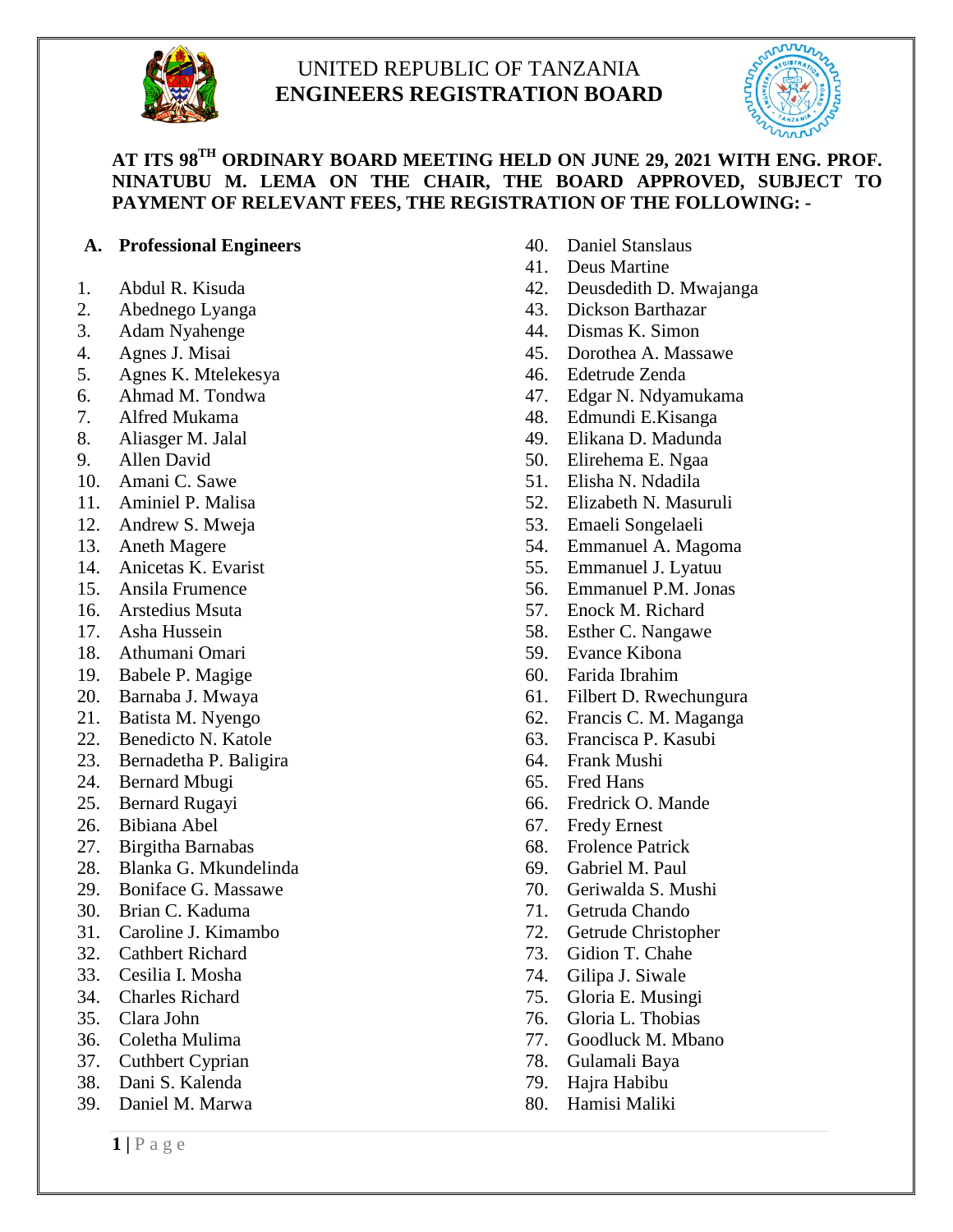UNITED REPUBLIC OF TANZANIA
**ENGINEERS REGISTRATION BOARD**

**AT ITS 98TH ORDINARY BOARD MEETING HELD ON JUNE 29, 2021 WITH ENG. PROF. NINATUBU M. LEMA ON THE CHAIR, THE BOARD APPROVED, SUBJECT TO PAYMENT OF RELEVANT FEES, THE REGISTRATION OF THE FOLLOWING: -**

## A. Professional Engineers

1. Abdul R. Kisuda
2. Abednego Lyanga
3. Adam Nyahenge
4. Agnes J. Misai
5. Agnes K. Mtelekesya
6. Ahmad M. Tondwa
7. Alfred Mukama
8. Aliasger M. Jalal
9. Allen David
10. Amani C. Sawe
11. Aminiel P. Malisa
12. Andrew S. Mweja
13. Aneth Magere
14. Anicetas K. Evarist
15. Ansila Frumence
16. Arstedius Msuta
17. Asha Hussein
18. Athumani Omari
19. Babele P. Magige
20. Barnaba J. Mwaya
21. Batista M. Nyengo
22. Benedicto N. Katole
23. Bernadetha P. Baligira
24. Bernard Mbugi
25. Bernard Rugayi
26. Bibiana Abel
27. Birgitha Barnabas
28. Blanka G. Mkundelinda
29. Boniface G. Massawe
30. Brian C. Kaduma
31. Caroline J. Kimambo
32. Cathbert Richard
33. Cesilia I. Mosha
34. Charles Richard
35. Clara John
36. Coletha Mulima
37. Cuthbert Cyprian
38. Dani S. Kalenda
39. Daniel M. Marwa
40. Daniel Stanslaus
41. Deus Martine
42. Deusdedith D. Mwajanga
43. Dickson Barthazar
44. Dismas K. Simon
45. Dorothea A. Massawe
46. Edetrude Zenda
47. Edgar N. Ndyamukama
48. Edmundi E.Kisanga
49. Elikana D. Madunda
50. Elirehema E. Ngaa
51. Elisha N. Ndadila
52. Elizabeth N. Masuruli
53. Emaeli Songelaeli
54. Emmanuel A. Magoma
55. Emmanuel J. Lyatuu
56. Emmanuel P.M. Jonas
57. Enock M. Richard
58. Esther C. Nangawe
59. Evance Kibona
60. Farida Ibrahim
61. Filbert D. Rwechungura
62. Francis C. M. Maganga
63. Francisca P. Kasubi
64. Frank Mushi
65. Fred Hans
66. Fredrick O. Mande
67. Fredy Ernest
68. Frolence Patrick
69. Gabriel M. Paul
70. Geriwalda S. Mushi
71. Getruda Chando
72. Getrude Christopher
73. Gidion T. Chahe
74. Gilipa J. Siwale
75. Gloria E. Musingi
76. Gloria L. Thobias
77. Goodluck M. Mbano
78. Gulamali Baya
79. Hajra Habibu
80. Hamisi Maliki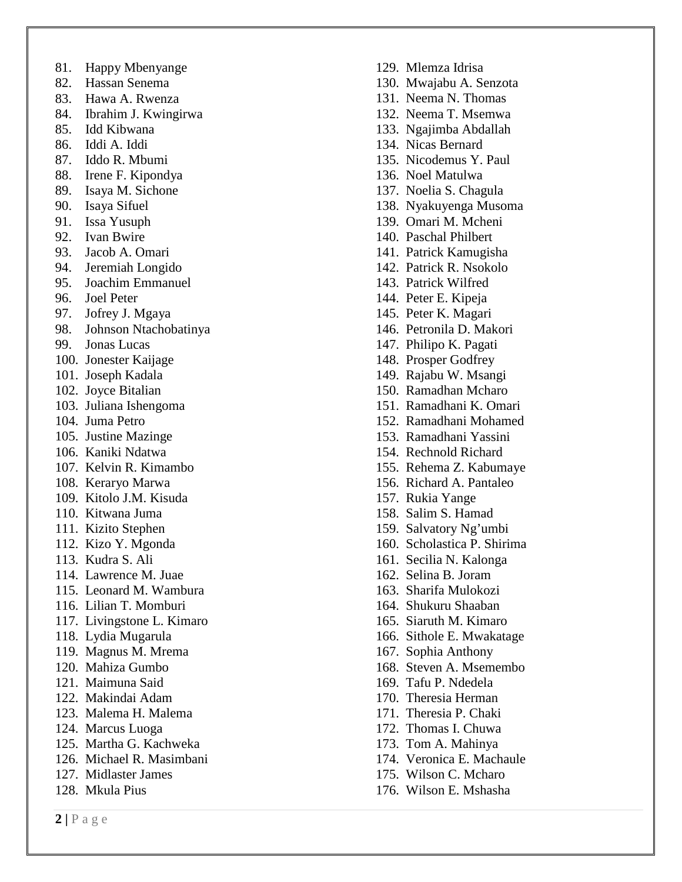81. Happy Mbenyange
82. Hassan Senema
83. Hawa A. Rwenza
84. Ibrahim J. Kwingirwa
85. Idd Kibwana
86. Iddi A. Iddi
87. Iddo R. Mbumi
88. Irene F. Kipondya
89. Isaya M. Sichone
90. Isaya Sifuel
91. Issa Yusuph
92. Ivan Bwire
93. Jacob A. Omari
94. Jeremiah Longido
95. Joachim Emmanuel
96. Joel Peter
97. Jofrey J. Mgaya
98. Johnson Ntachobatinya
99. Jonas Lucas
100. Jonester Kaijage
101. Joseph Kadala
102. Joyce Bitalian
103. Juliana Ishengoma
104. Juma Petro
105. Justine Mazinge
106. Kaniki Ndatwa
107. Kelvin R. Kimambo
108. Keraryo Marwa
109. Kitolo J.M. Kisuda
110. Kitwana Juma
111. Kizito Stephen
112. Kizo Y. Mgonda
113. Kudra S. Ali
114. Lawrence M. Juae
115. Leonard M. Wambura
116. Lilian T. Momburi
117. Livingstone L. Kimaro
118. Lydia Mugarula
119. Magnus M. Mrema
120. Mahiza Gumbo
121. Maimuna Said
122. Makindai Adam
123. Malema H. Malema
124. Marcus Luoga
125. Martha G. Kachweka
126. Michael R. Masimbani
127. Midlaster James
128. Mkula Pius
129. Mlemza Idrisa
130. Mwajabu A. Senzota
131. Neema N. Thomas
132. Neema T. Msemwa
133. Ngajimba Abdallah
134. Nicas Bernard
135. Nicodemus Y. Paul
136. Noel Matulwa
137. Noelia S. Chagula
138. Nyakuyenga Musoma
139. Omari M. Mcheni
140. Paschal Philbert
141. Patrick Kamugisha
142. Patrick R. Nsokolo
143. Patrick Wilfred
144. Peter E. Kipeja
145. Peter K. Magari
146. Petronila D. Makori
147. Philipo K. Pagati
148. Prosper Godfrey
149. Rajabu W. Msangi
150. Ramadhan Mcharo
151. Ramadhani K. Omari
152. Ramadhani Mohamed
153. Ramadhani Yassini
154. Rechnold Richard
155. Rehema Z. Kabumaye
156. Richard A. Pantaleo
157. Rukia Yange
158. Salim S. Hamad
159. Salvatory Ng'umbi
160. Scholastica P. Shirima
161. Secilia N. Kalonga
162. Selina B. Joram
163. Sharifa Mulokozi
164. Shukuru Shaaban
165. Siaruth M. Kimaro
166. Sithole E. Mwakatage
167. Sophia Anthony
168. Steven A. Msemembo
169. Tafu P. Ndedela
170. Theresia Herman
171. Theresia P. Chaki
172. Thomas I. Chuwa
173. Tom A. Mahinya
174. Veronica E. Machaule
175. Wilson C. Mcharo
176. Wilson E. Mshasha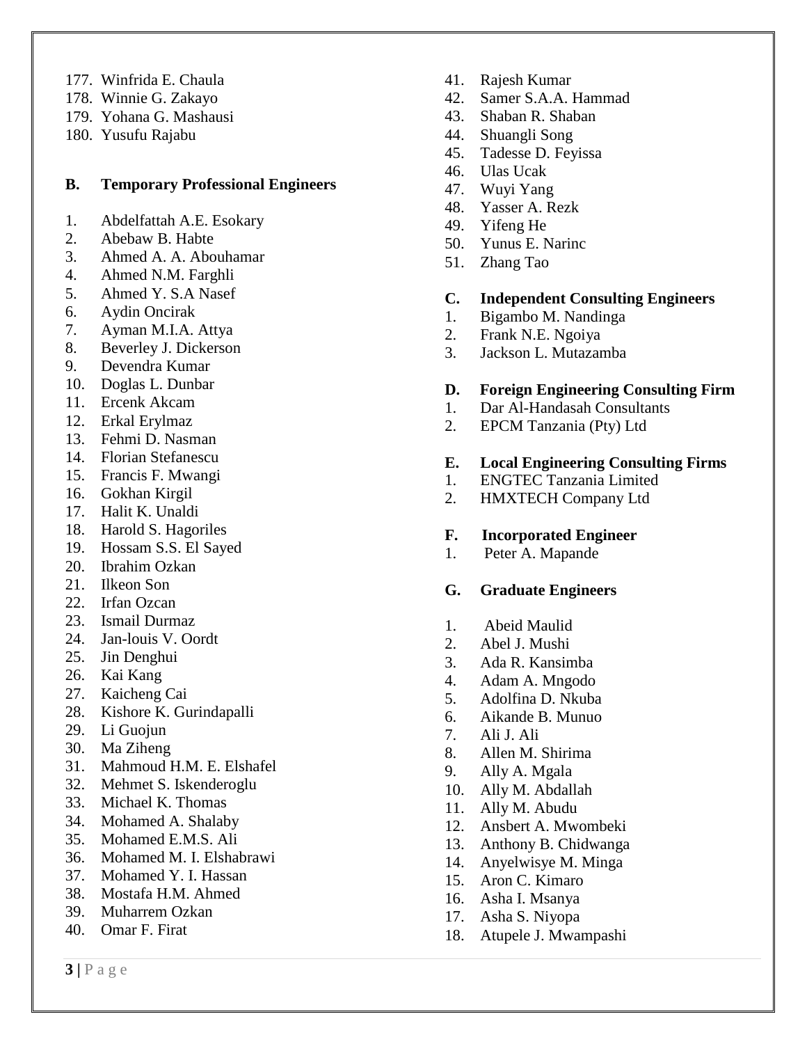177. Winfrida E. Chaula
178. Winnie G. Zakayo
179. Yohana G. Mashausi
180. Yusufu Rajabu

**B. Temporary Professional Engineers**

1. Abdelfattah A.E. Esokary
2. Abebaw B. Habte
3. Ahmed A. A. Abouhamar
4. Ahmed N.M. Farghli
5. Ahmed Y. S.A Nasef
6. Aydin Oncirak
7. Ayman M.I.A. Attya
8. Beverley J. Dickerson
9. Devendra Kumar
10. Doglas L. Dunbar
11. Ercenk Akcam
12. Erkal Erylmaz
13. Fehmi D. Nasman
14. Florian Stefanescu
15. Francis F. Mwangi
16. Gokhan Kirgil
17. Halit K. Unaldi
18. Harold S. Hagoriles
19. Hossam S.S. El Sayed
20. Ibrahim Ozkan
21. Ilkeon Son
22. Irfan Ozcan
23. Ismail Durmaz
24. Jan-louis V. Oordt
25. Jin Denghui
26. Kai Kang
27. Kaicheng Cai
28. Kishore K. Gurindapalli
29. Li Guojun
30. Ma Ziheng
31. Mahmoud H.M. E. Elshafel
32. Mehmet S. Iskenderoglu
33. Michael K. Thomas
34. Mohamed A. Shalaby
35. Mohamed E.M.S. Ali
36. Mohamed M. I. Elshabrawi
37. Mohamed Y. I. Hassan
38. Mostafa H.M. Ahmed
39. Muharrem Ozkan
40. Omar F. Firat
41. Rajesh Kumar
42. Samer S.A.A. Hammad
43. Shaban R. Shaban
44. Shuangli Song
45. Tadesse D. Feyissa
46. Ulas Ucak
47. Wuyi Yang
48. Yasser A. Rezk
49. Yifeng He
50. Yunus E. Narinc
51. Zhang Tao

**C. Independent Consulting Engineers**

1. Bigambo M. Nandinga
2. Frank N.E. Ngoiya
3. Jackson L. Mutazamba

**D. Foreign Engineering Consulting Firm**

1. Dar Al-Handasah Consultants
2. EPCM Tanzania (Pty) Ltd

**E. Local Engineering Consulting Firms**

1. ENGTEC Tanzania Limited
2. HMXTECH Company Ltd

**F. Incorporated Engineer**

1. Peter A. Mapande

**G. Graduate Engineers**

1. Abeid Maulid
2. Abel J. Mushi
3. Ada R. Kansimba
4. Adam A. Mngodo
5. Adolfina D. Nkuba
6. Aikande B. Munuo
7. Ali J. Ali
8. Allen M. Shirima
9. Ally A. Mgala
10. Ally M. Abdallah
11. Ally M. Abudu
12. Ansbert A. Mwombeki
13. Anthony B. Chidwanga
14. Anyelwisye M. Minga
15. Aron C. Kimaro
16. Asha I. Msanya
17. Asha S. Niyopa
18. Atupele J. Mwampashi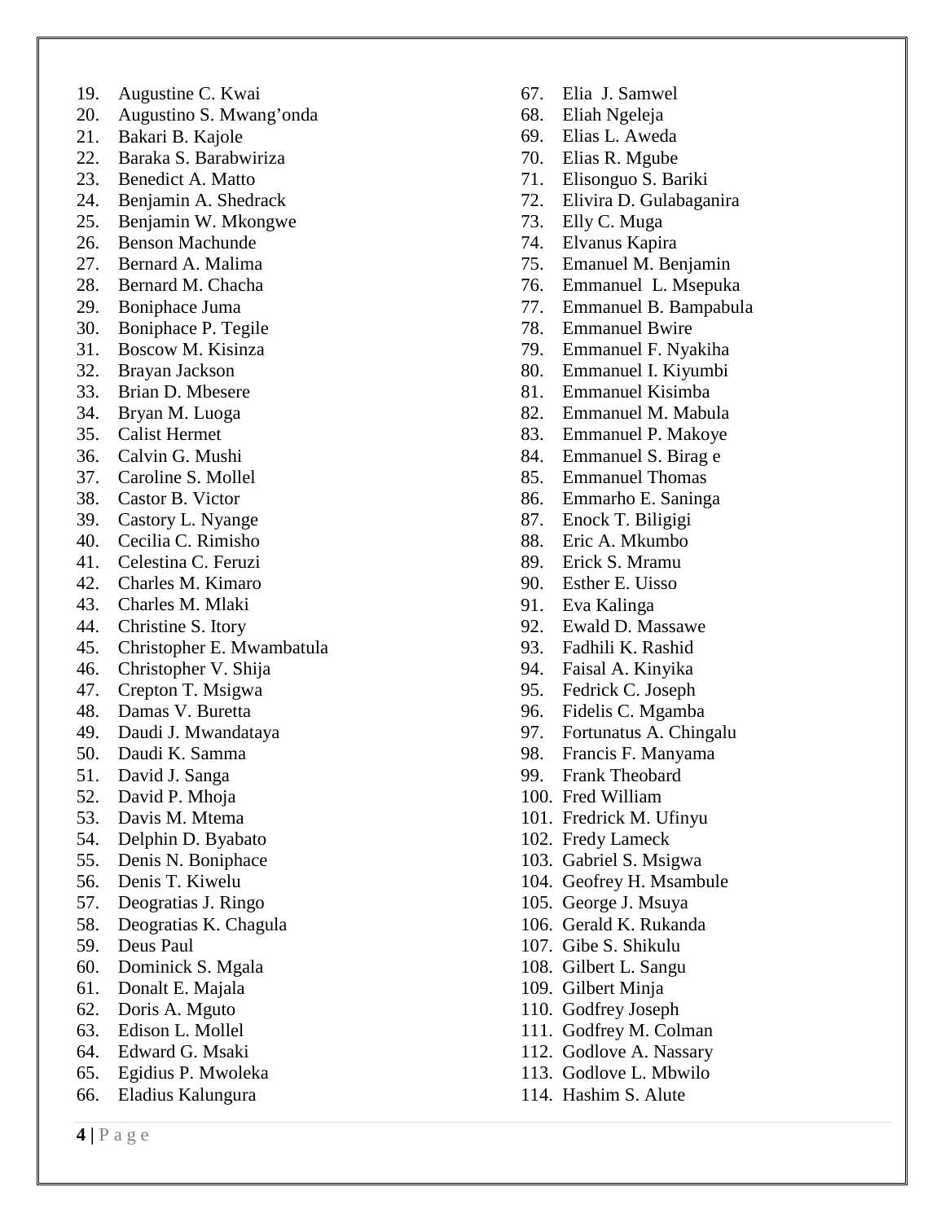19. Augustine C. Kwai
20. Augustino S. Mwang’onda
21. Bakari B. Kajole
22. Baraka S. Barabwiriza
23. Benedict A. Matto
24. Benjamin A. Shedrack
25. Benjamin W. Mkongwe
26. Benson Machunde
27. Bernard A. Malima
28. Bernard M. Chacha
29. Boniphace Juma
30. Boniphace P. Tegile
31. Boscow M. Kisinza
32. Brayan Jackson
33. Brian D. Mbesere
34. Bryan M. Luoga
35. Calist Hermet
36. Calvin G. Mushi
37. Caroline S. Mollel
38. Castor B. Victor
39. Castory L. Nyange
40. Cecilia C. Rimisho
41. Celestina C. Feruzi
42. Charles M. Kimaro
43. Charles M. Mlaki
44. Christine S. Itory
45. Christopher E. Mwambatula
46. Christopher V. Shija
47. Crepton T. Msigwa
48. Damas V. Buretta
49. Daudi J. Mwandataya
50. Daudi K. Samma
51. David J. Sanga
52. David P. Mhoja
53. Davis M. Mtema
54. Delphin D. Byabato
55. Denis N. Boniphace
56. Denis T. Kiwelu
57. Deogratias J. Ringo
58. Deogratias K. Chagula
59. Deus Paul
60. Dominick S. Mgala
61. Donalt E. Majala
62. Doris A. Mguto
63. Edison L. Mollel
64. Edward G. Msaki
65. Egidius P. Mwoleka
66. Eladius Kalungura
67. Elia J. Samwel
68. Eliah Ngeleja
69. Elias L. Aweda
70. Elias R. Mgube
71. Elisonguo S. Bariki
72. Elivira D. Gulabaganira
73. Elly C. Muga
74. Elvanus Kapira
75. Emanuel M. Benjamin
76. Emmanuel L. Msepuka
77. Emmanuel B. Bampabula
78. Emmanuel Bwire
79. Emmanuel F. Nyakiha
80. Emmanuel I. Kiyumbi
81. Emmanuel Kisimba
82. Emmanuel M. Mabula
83. Emmanuel P. Makoye
84. Emmanuel S. Birag e
85. Emmanuel Thomas
86. Emmarho E. Saninga
87. Enock T. Biligigi
88. Eric A. Mkumbo
89. Erick S. Mramu
90. Esther E. Uisso
91. Eva Kalinga
92. Ewald D. Massawe
93. Fadhili K. Rashid
94. Faisal A. Kinyika
95. Fedrick C. Joseph
96. Fidelis C. Mgamba
97. Fortunatus A. Chingalu
98. Francis F. Manyama
99. Frank Theobard
100. Fred William
101. Fredrick M. Ufinyu
102. Fredy Lameck
103. Gabriel S. Msigwa
104. Geofrey H. Msambule
105. George J. Msuya
106. Gerald K. Rukanda
107. Gibe S. Shikulu
108. Gilbert L. Sangu
109. Gilbert Minja
110. Godfrey Joseph
111. Godfrey M. Colman
112. Godlove A. Nassary
113. Godlove L. Mbwilo
114. Hashim S. Alute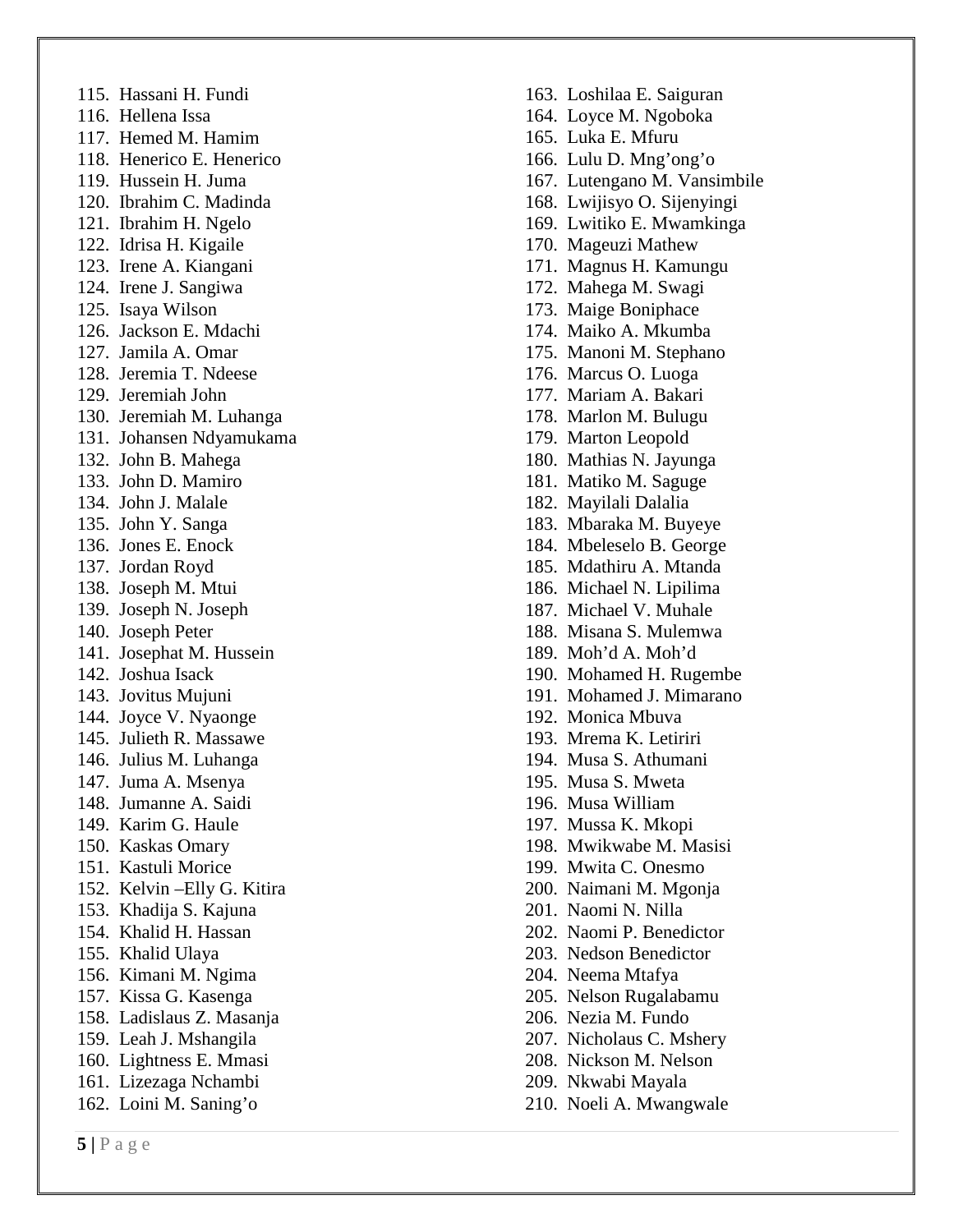115. Hassani H. Fundi
116. Hellena Issa
117. Hemed M. Hamim
118. Henerico E. Henerico
119. Hussein H. Juma
120. Ibrahim C. Madinda
121. Ibrahim H. Ngelo
122. Idrisa H. Kigaile
123. Irene A. Kiangani
124. Irene J. Sangiwa
125. Isaya Wilson
126. Jackson E. Mdachi
127. Jamila A. Omar
128. Jeremia T. Ndeese
129. Jeremiah John
130. Jeremiah M. Luhanga
131. Johansen Ndyamukama
132. John B. Mahega
133. John D. Mamiro
134. John J. Malale
135. John Y. Sanga
136. Jones E. Enock
137. Jordan Royd
138. Joseph M. Mtui
139. Joseph N. Joseph
140. Joseph Peter
141. Josephat M. Hussein
142. Joshua Isack
143. Jovitus Mujuni
144. Joyce V. Nyaonge
145. Julieth R. Massawe
146. Julius M. Luhanga
147. Juma A. Msenya
148. Jumanne A. Saidi
149. Karim G. Haule
150. Kaskas Omary
151. Kastuli Morice
152. Kelvin –Elly G. Kitira
153. Khadija S. Kajuna
154. Khalid H. Hassan
155. Khalid Ulaya
156. Kimani M. Ngima
157. Kissa G. Kasenga
158. Ladislaus Z. Masanja
159. Leah J. Mshangila
160. Lightness E. Mmasi
161. Lizezaga Nchambi
162. Loini M. Saning’o
163. Loshilaa E. Saiguran
164. Loyce M. Ngoboka
165. Luka E. Mfuru
166. Lulu D. Mng’ong’o
167. Lutengano M. Vansimbile
168. Lwijisyo O. Sijenyingi
169. Lwitiko E. Mwamkinga
170. Mageuzi Mathew
171. Magnus H. Kamungu
172. Mahega M. Swagi
173. Maige Boniphace
174. Maiko A. Mkumba
175. Manoni M. Stephano
176. Marcus O. Luoga
177. Mariam A. Bakari
178. Marlon M. Bulugu
179. Marton Leopold
180. Mathias N. Jayunga
181. Matiko M. Saguge
182. Mayilali Dalalia
183. Mbaraka M. Buyeye
184. Mbeleselo B. George
185. Mdathiru A. Mtanda
186. Michael N. Lipilima
187. Michael V. Muhale
188. Misana S. Mulemwa
189. Moh’d A. Moh’d
190. Mohamed H. Rugembe
191. Mohamed J. Mimarano
192. Monica Mbuva
193. Mrema K. Letiriri
194. Musa S. Athumani
195. Musa S. Mweta
196. Musa William
197. Mussa K. Mkopi
198. Mwikwabe M. Masisi
199. Mwita C. Onesmo
200. Naimani M. Mgonja
201. Naomi N. Nilla
202. Naomi P. Benedictor
203. Nedson Benedictor
204. Neema Mtafya
205. Nelson Rugalabamu
206. Nezia M. Fundo
207. Nicholaus C. Mshery
208. Nickson M. Nelson
209. Nkwabi Mayala
210. Noeli A. Mwangwale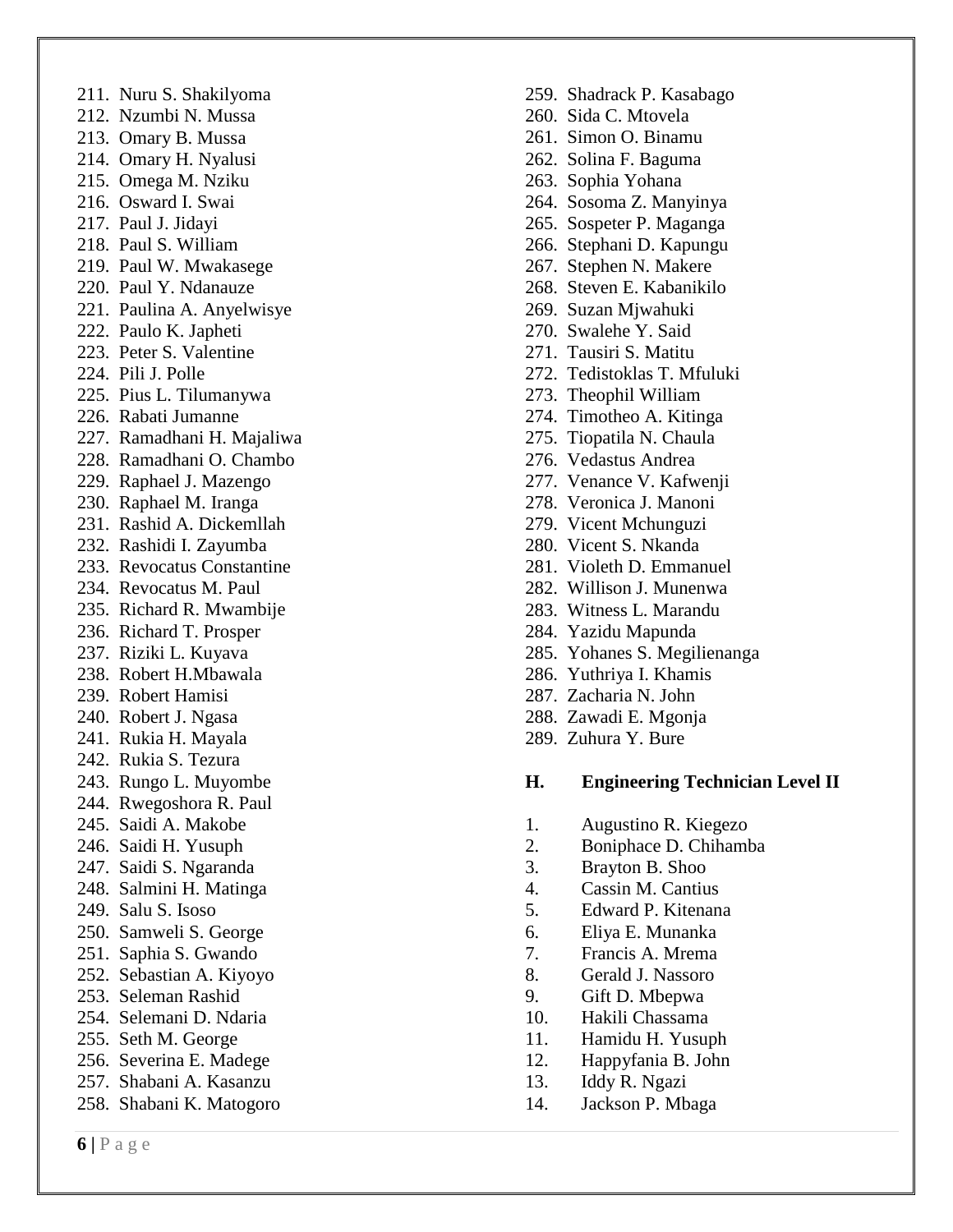211. Nuru S. Shakilyoma
212. Nzumbi N. Mussa
213. Omary B. Mussa
214. Omary H. Nyalusi
215. Omega M. Nziku
216. Osward I. Swai
217. Paul J. Jidayi
218. Paul S. William
219. Paul W. Mwakasege
220. Paul Y. Ndanauze
221. Paulina A. Anyelwisye
222. Paulo K. Japheti
223. Peter S. Valentine
224. Pili J. Polle
225. Pius L. Tilumanywa
226. Rabati Jumanne
227. Ramadhani H. Majaliwa
228. Ramadhani O. Chambo
229. Raphael J. Mazengo
230. Raphael M. Iranga
231. Rashid A. Dickemllah
232. Rashidi I. Zayumba
233. Revocatus Constantine
234. Revocatus M. Paul
235. Richard R. Mwambije
236. Richard T. Prosper
237. Riziki L. Kuyava
238. Robert H.Mbawala
239. Robert Hamisi
240. Robert J. Ngasa
241. Rukia H. Mayala
242. Rukia S. Tezura
243. Rungo L. Muyombe
244. Rwegoshora R. Paul
245. Saidi A. Makobe
246. Saidi H. Yusuph
247. Saidi S. Ngaranda
248. Salmini H. Matinga
249. Salu S. Isoso
250. Samweli S. George
251. Saphia S. Gwando
252. Sebastian A. Kiyoyo
253. Seleman Rashid
254. Selemani D. Ndaria
255. Seth M. George
256. Severina E. Madege
257. Shabani A. Kasanzu
258. Shabani K. Matogoro
259. Shadrack P. Kasabago
260. Sida C. Mtovela
261. Simon O. Binamu
262. Solina F. Baguma
263. Sophia Yohana
264. Sosoma Z. Manyinya
265. Sospeter P. Maganga
266. Stephani D. Kapungu
267. Stephen N. Makere
268. Steven E. Kabanikilo
269. Suzan Mjwahuki
270. Swalehe Y. Said
271. Tausiri S. Matitu
272. Tedistoklas T. Mfuluki
273. Theophil William
274. Timotheo A. Kitinga
275. Tiopatila N. Chaula
276. Vedastus Andrea
277. Venance V. Kafwenji
278. Veronica J. Manoni
279. Vicent Mchunguzi
280. Vicent S. Nkanda
281. Violeth D. Emmanuel
282. Willison J. Munenwa
283. Witness L. Marandu
284. Yazidu Mapunda
285. Yohanes S. Megilienanga
286. Yuthriya I. Khamis
287. Zacharia N. John
288. Zawadi E. Mgonja
289. Zuhura Y. Bure

## H. Engineering Technician Level II

1. Augustino R. Kiegezo
2. Boniphace D. Chihamba
3. Brayton B. Shoo
4. Cassin M. Cantius
5. Edward P. Kitenana
6. Eliya E. Munanka
7. Francis A. Mrema
8. Gerald J. Nassoro
9. Gift D. Mbepwa
10. Hakili Chassama
11. Hamidu H. Yusuph
12. Happyfania B. John
13. Iddy R. Ngazi
14. Jackson P. Mbaga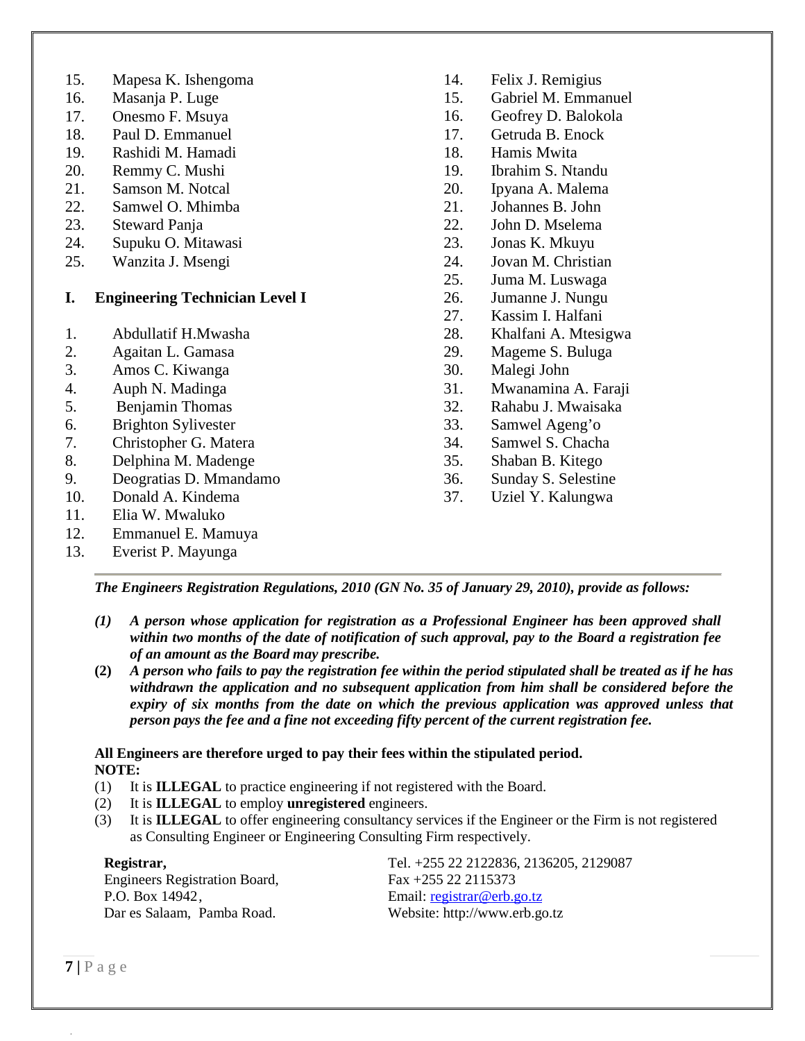15. Mapesa K. Ishengoma
16. Masanja P. Luge
17. Onesmo F. Msuya
18. Paul D. Emmanuel
19. Rashidi M. Hamadi
20. Remmy C. Mushi
21. Samson M. Notcal
22. Samwel O. Mhimba
23. Steward Panja
24. Supuku O. Mitawasi
25. Wanzita J. Msengi

## I. Engineering Technician Level I

1. Abdullatif H.Mwasha
2. Agaitan L. Gamasa
3. Amos C. Kiwanga
4. Auph N. Madinga
5. Benjamin Thomas
6. Brighton Sylivester
7. Christopher G. Matera
8. Delphina M. Madenge
9. Deogratias D. Mmandamo
10. Donald A. Kindema
11. Elia W. Mwaluko
12. Emmanuel E. Mamuya
13. Everist P. Mayunga
14. Felix J. Remigius
15. Gabriel M. Emmanuel
16. Geofrey D. Balokola
17. Getruda B. Enock
18. Hamis Mwita
19. Ibrahim S. Ntandu
20. Ipyana A. Malema
21. Johannes B. John
22. John D. Mselema
23. Jonas K. Mkuyu
24. Jovan M. Christian
25. Juma M. Luswaga
26. Jumanne J. Nungu
27. Kassim I. Halfani
28. Khalfani A. Mtesigwa
29. Mageme S. Buluga
30. Malegi John
31. Mwanamina A. Faraji
32. Rahabu J. Mwaisaka
33. Samwel Ageng'o
34. Samwel S. Chacha
35. Shaban B. Kitego
36. Sunday S. Selestine
37. Uziel Y. Kalungwa

---

***The Engineers Registration Regulations, 2010 (GN No. 35 of January 29, 2010), provide as follows:***

***(1)*** ***A person whose application for registration as a Professional Engineer has been approved shall within two months of the date of notification of such approval, pay to the Board a registration fee of an amount as the Board may prescribe.***

**(2)** ***A person who fails to pay the registration fee within the period stipulated shall be treated as if he has withdrawn the application and no subsequent application from him shall be considered before the expiry of six months from the date on which the previous application was approved unless that person pays the fee and a fine not exceeding fifty percent of the current registration fee.***

**All Engineers are therefore urged to pay their fees within the stipulated period.**

**NOTE:**

(1) It is **ILLEGAL** to practice engineering if not registered with the Board.
(2) It is **ILLEGAL** to employ **unregistered** engineers.
(3) It is **ILLEGAL** to offer engineering consultancy services if the Engineer or the Firm is not registered as Consulting Engineer or Engineering Consulting Firm respectively.

**Registrar,**
Engineers Registration Board,
P.O. Box 14942,
Dar es Salaam, Pamba Road.

Tel. +255 22 2122836, 2136205, 2129087
Fax +255 22 2115373
Email: registrar@erb.go.tz
Website: http://www.erb.go.tz